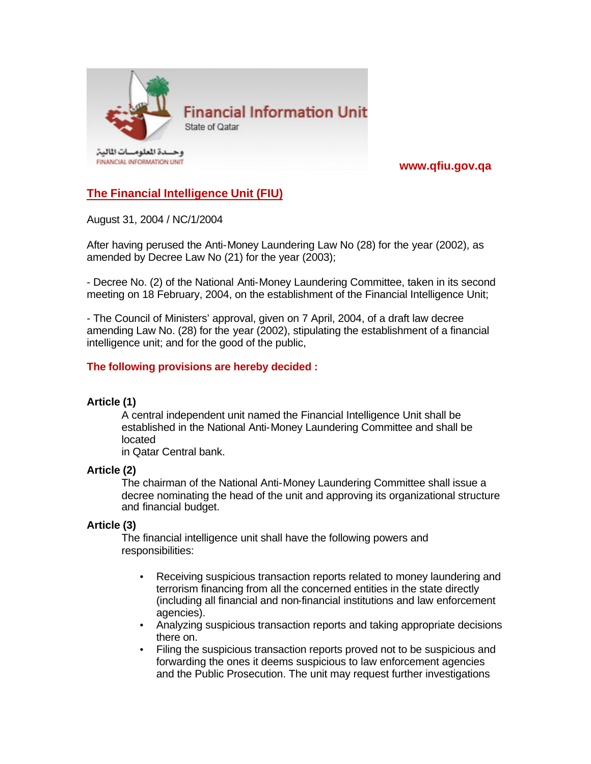Financial Information Unit
State of Qatar

وحـــدة المعلومـــات المالية
FINANCIAL INFORMATION UNIT

www.qfiu.gov.qa

## The Financial Intelligence Unit (FIU)

August 31, 2004 / NC/1/2004

After having perused the Anti-Money Laundering Law No (28) for the year (2002), as amended by Decree Law No (21) for the year (2003);

- Decree No. (2) of the National Anti-Money Laundering Committee, taken in its second meeting on 18 February, 2004, on the establishment of the Financial Intelligence Unit;

- The Council of Ministers' approval, given on 7 April, 2004, of a draft law decree amending Law No. (28) for the year (2002), stipulating the establishment of a financial intelligence unit; and for the good of the public,

**The following provisions are hereby decided :**

**Article (1)**

A central independent unit named the Financial Intelligence Unit shall be established in the National Anti-Money Laundering Committee and shall be located
in Qatar Central bank.

**Article (2)**

The chairman of the National Anti-Money Laundering Committee shall issue a decree nominating the head of the unit and approving its organizational structure and financial budget.

**Article (3)**

The financial intelligence unit shall have the following powers and responsibilities:

- Receiving suspicious transaction reports related to money laundering and terrorism financing from all the concerned entities in the state directly (including all financial and non-financial institutions and law enforcement agencies).
- Analyzing suspicious transaction reports and taking appropriate decisions there on.
- Filing the suspicious transaction reports proved not to be suspicious and forwarding the ones it deems suspicious to law enforcement agencies and the Public Prosecution. The unit may request further investigations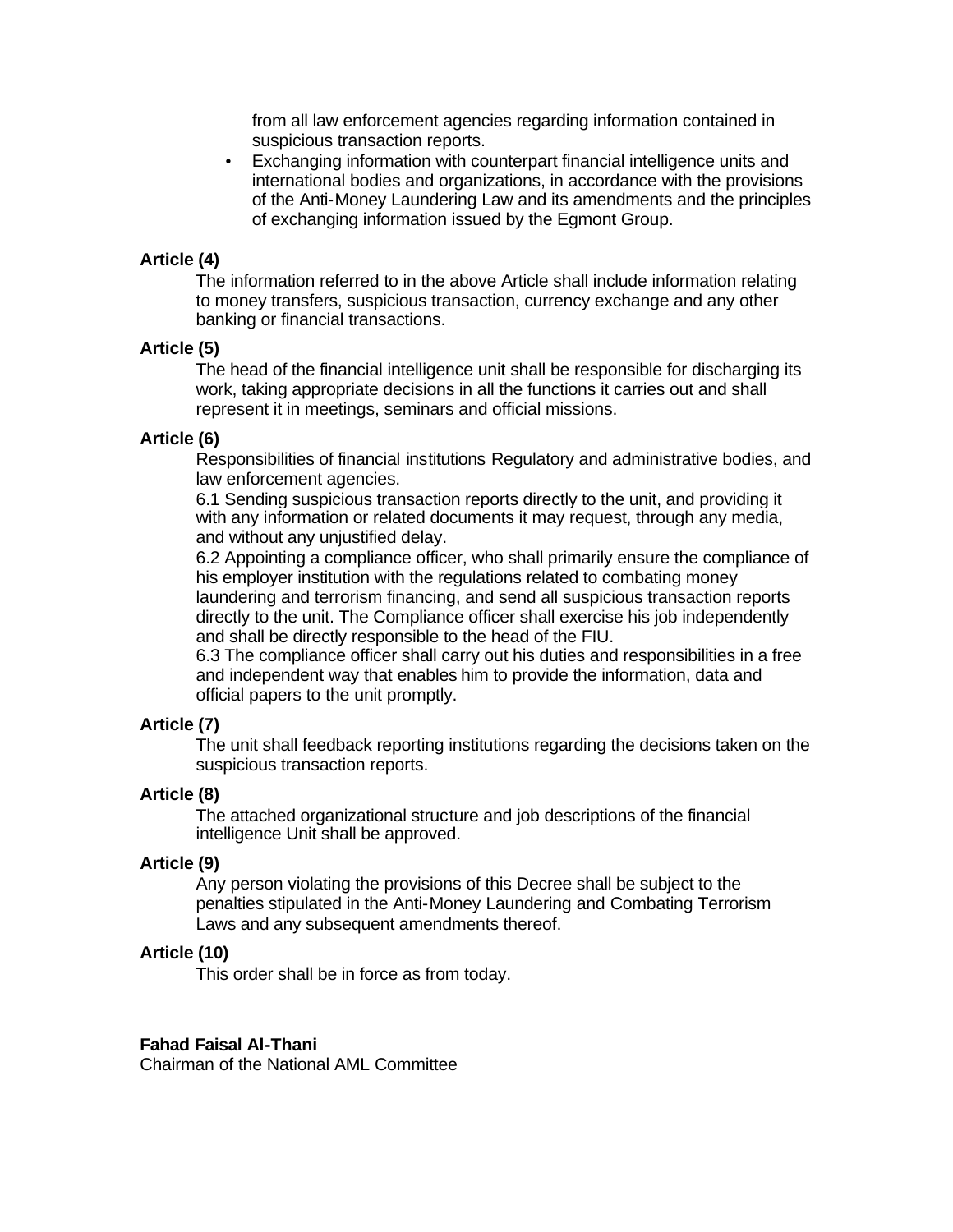from all law enforcement agencies regarding information contained in suspicious transaction reports.

- Exchanging information with counterpart financial intelligence units and international bodies and organizations, in accordance with the provisions of the Anti-Money Laundering Law and its amendments and the principles of exchanging information issued by the Egmont Group.

**Article (4)**

The information referred to in the above Article shall include information relating to money transfers, suspicious transaction, currency exchange and any other banking or financial transactions.

**Article (5)**

The head of the financial intelligence unit shall be responsible for discharging its work, taking appropriate decisions in all the functions it carries out and shall represent it in meetings, seminars and official missions.

**Article (6)**

Responsibilities of financial institutions Regulatory and administrative bodies, and law enforcement agencies.

6.1 Sending suspicious transaction reports directly to the unit, and providing it with any information or related documents it may request, through any media, and without any unjustified delay.

6.2 Appointing a compliance officer, who shall primarily ensure the compliance of his employer institution with the regulations related to combating money laundering and terrorism financing, and send all suspicious transaction reports directly to the unit. The Compliance officer shall exercise his job independently and shall be directly responsible to the head of the FIU.

6.3 The compliance officer shall carry out his duties and responsibilities in a free and independent way that enables him to provide the information, data and official papers to the unit promptly.

**Article (7)**

The unit shall feedback reporting institutions regarding the decisions taken on the suspicious transaction reports.

**Article (8)**

The attached organizational structure and job descriptions of the financial intelligence Unit shall be approved.

**Article (9)**

Any person violating the provisions of this Decree shall be subject to the penalties stipulated in the Anti-Money Laundering and Combating Terrorism Laws and any subsequent amendments thereof.

**Article (10)**

This order shall be in force as from today.

**Fahad Faisal Al-Thani**
Chairman of the National AML Committee